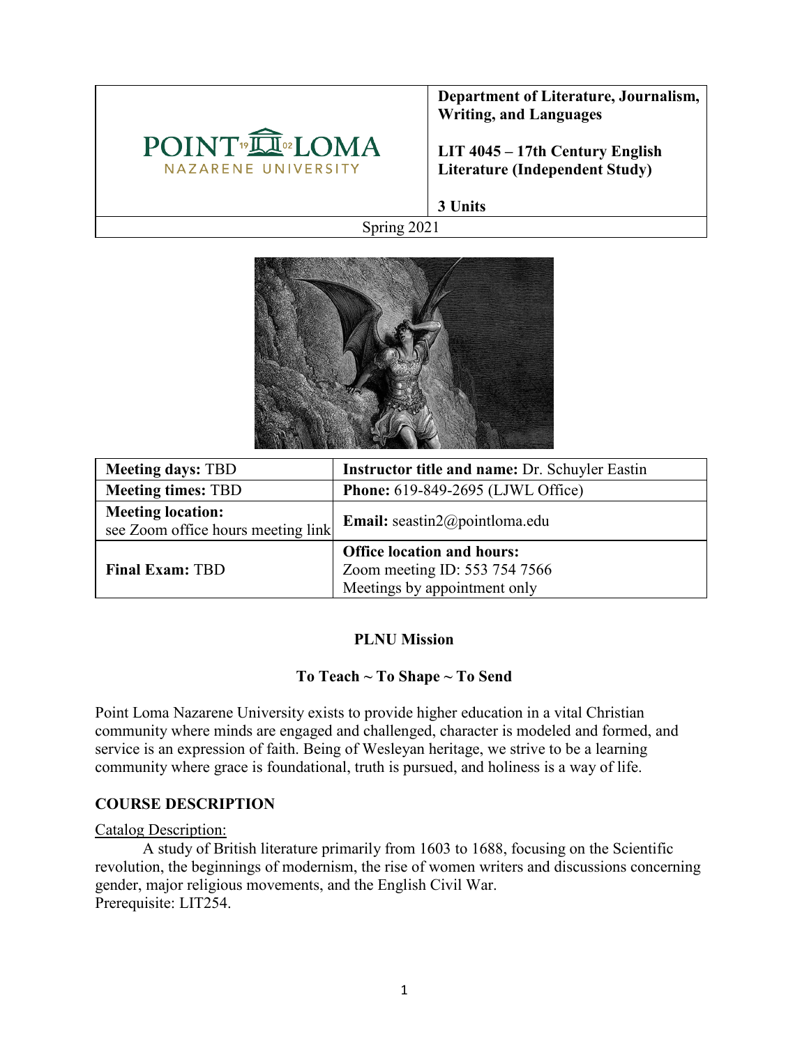| POINT LOMA NAZARENE UNIVERSITY | **Department of Literature, Journalism, Writing, and Languages**<br><br>**LIT 4045 – 17th Century English Literature (Independent Study)**<br><br>**3 Units** |
|---|---|
| Spring 2021 | |

| **Meeting days:** TBD | **Instructor title and name:** Dr. Schuyler Eastin |
|---|---|
| **Meeting times:** TBD | **Phone:** 619-849-2695 (LJWL Office) |
| **Meeting location:** see Zoom office hours meeting link | **Email:** seastin2@pointloma.edu |
| **Final Exam:** TBD | **Office location and hours:** Zoom meeting ID: 553 754 7566 Meetings by appointment only |

**PLNU Mission**

**To Teach ~ To Shape ~ To Send**

Point Loma Nazarene University exists to provide higher education in a vital Christian community where minds are engaged and challenged, character is modeled and formed, and service is an expression of faith. Being of Wesleyan heritage, we strive to be a learning community where grace is foundational, truth is pursued, and holiness is a way of life.

## COURSE DESCRIPTION

Catalog Description:

A study of British literature primarily from 1603 to 1688, focusing on the Scientific revolution, the beginnings of modernism, the rise of women writers and discussions concerning gender, major religious movements, and the English Civil War.
Prerequisite: LIT254.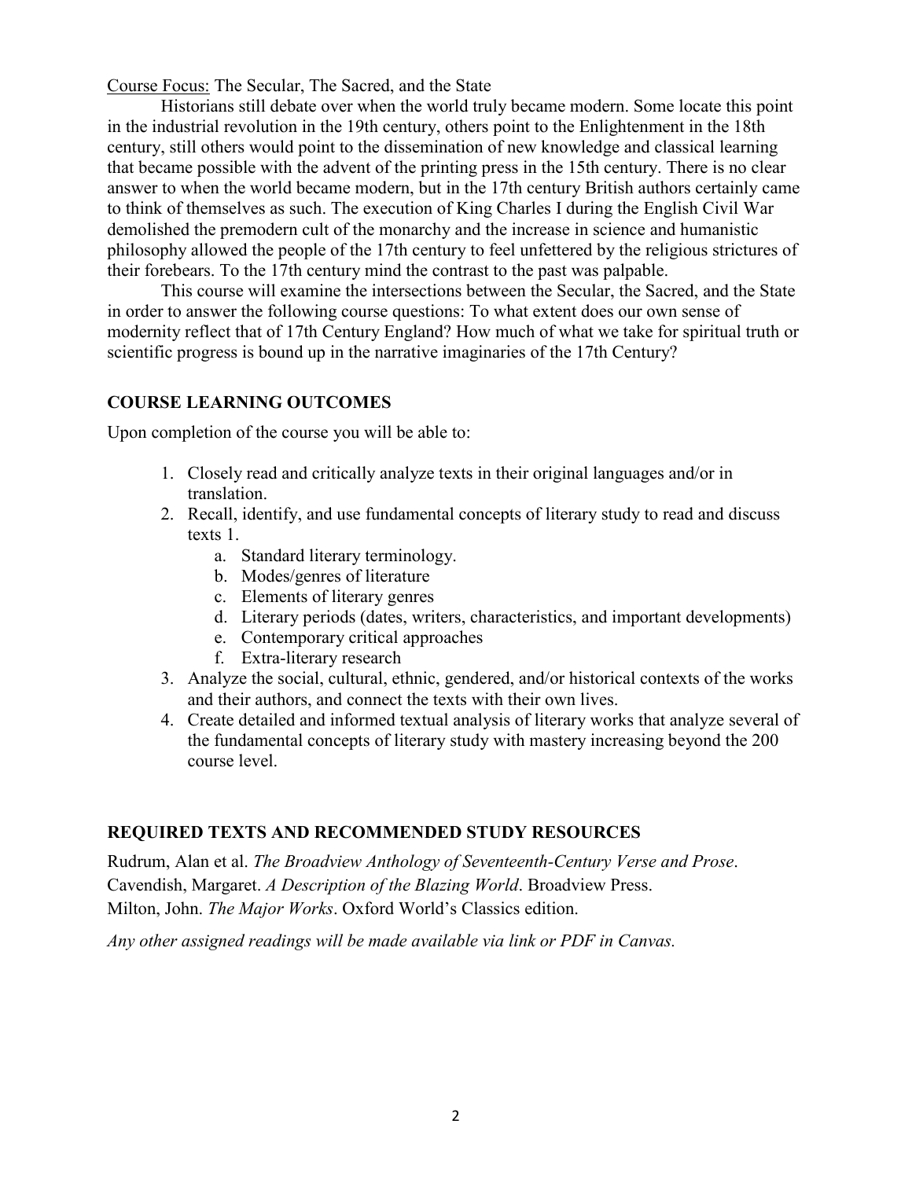Course Focus: The Secular, The Sacred, and the State

Historians still debate over when the world truly became modern. Some locate this point in the industrial revolution in the 19th century, others point to the Enlightenment in the 18th century, still others would point to the dissemination of new knowledge and classical learning that became possible with the advent of the printing press in the 15th century. There is no clear answer to when the world became modern, but in the 17th century British authors certainly came to think of themselves as such. The execution of King Charles I during the English Civil War demolished the premodern cult of the monarchy and the increase in science and humanistic philosophy allowed the people of the 17th century to feel unfettered by the religious strictures of their forebears. To the 17th century mind the contrast to the past was palpable.

This course will examine the intersections between the Secular, the Sacred, and the State in order to answer the following course questions: To what extent does our own sense of modernity reflect that of 17th Century England? How much of what we take for spiritual truth or scientific progress is bound up in the narrative imaginaries of the 17th Century?

## COURSE LEARNING OUTCOMES

Upon completion of the course you will be able to:

1. Closely read and critically analyze texts in their original languages and/or in translation.
2. Recall, identify, and use fundamental concepts of literary study to read and discuss texts 1.
   a. Standard literary terminology.
   b. Modes/genres of literature
   c. Elements of literary genres
   d. Literary periods (dates, writers, characteristics, and important developments)
   e. Contemporary critical approaches
   f. Extra-literary research
3. Analyze the social, cultural, ethnic, gendered, and/or historical contexts of the works and their authors, and connect the texts with their own lives.
4. Create detailed and informed textual analysis of literary works that analyze several of the fundamental concepts of literary study with mastery increasing beyond the 200 course level.

## REQUIRED TEXTS AND RECOMMENDED STUDY RESOURCES

Rudrum, Alan et al. *The Broadview Anthology of Seventeenth-Century Verse and Prose*.
Cavendish, Margaret. *A Description of the Blazing World*. Broadview Press.
Milton, John. *The Major Works*. Oxford World's Classics edition.

*Any other assigned readings will be made available via link or PDF in Canvas.*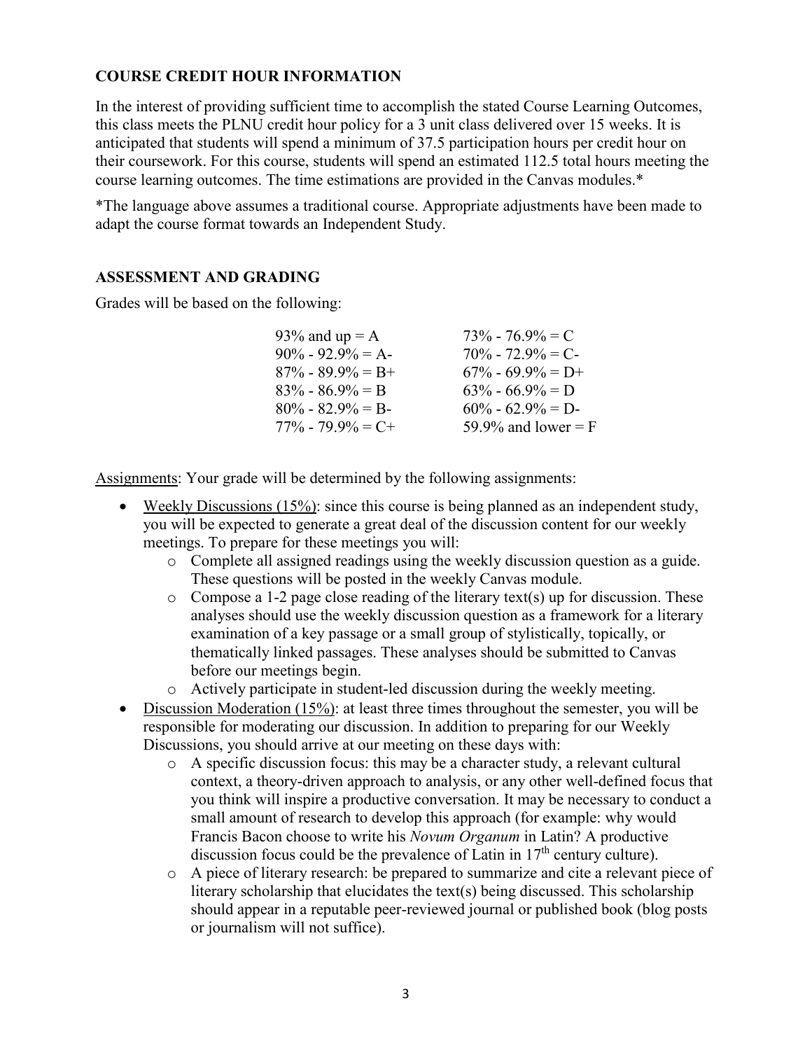## COURSE CREDIT HOUR INFORMATION

In the interest of providing sufficient time to accomplish the stated Course Learning Outcomes, this class meets the PLNU credit hour policy for a 3 unit class delivered over 15 weeks. It is anticipated that students will spend a minimum of 37.5 participation hours per credit hour on their coursework. For this course, students will spend an estimated 112.5 total hours meeting the course learning outcomes. The time estimations are provided in the Canvas modules.*

*The language above assumes a traditional course. Appropriate adjustments have been made to adapt the course format towards an Independent Study.

## ASSESSMENT AND GRADING

Grades will be based on the following:

| | |
|---|---|
| 93% and up = A | 73% - 76.9% = C |
| 90% - 92.9% = A- | 70% - 72.9% = C- |
| 87% - 89.9% = B+ | 67% - 69.9% = D+ |
| 83% - 86.9% = B | 63% - 66.9% = D |
| 80% - 82.9% = B- | 60% - 62.9% = D- |
| 77% - 79.9% = C+ | 59.9% and lower = F |

Assignments: Your grade will be determined by the following assignments:

- Weekly Discussions (15%): since this course is being planned as an independent study, you will be expected to generate a great deal of the discussion content for our weekly meetings. To prepare for these meetings you will:
  - Complete all assigned readings using the weekly discussion question as a guide. These questions will be posted in the weekly Canvas module.
  - Compose a 1-2 page close reading of the literary text(s) up for discussion. These analyses should use the weekly discussion question as a framework for a literary examination of a key passage or a small group of stylistically, topically, or thematically linked passages. These analyses should be submitted to Canvas before our meetings begin.
  - Actively participate in student-led discussion during the weekly meeting.
- Discussion Moderation (15%): at least three times throughout the semester, you will be responsible for moderating our discussion. In addition to preparing for our Weekly Discussions, you should arrive at our meeting on these days with:
  - A specific discussion focus: this may be a character study, a relevant cultural context, a theory-driven approach to analysis, or any other well-defined focus that you think will inspire a productive conversation. It may be necessary to conduct a small amount of research to develop this approach (for example: why would Francis Bacon choose to write his *Novum Organum* in Latin? A productive discussion focus could be the prevalence of Latin in 17th century culture).
  - A piece of literary research: be prepared to summarize and cite a relevant piece of literary scholarship that elucidates the text(s) being discussed. This scholarship should appear in a reputable peer-reviewed journal or published book (blog posts or journalism will not suffice).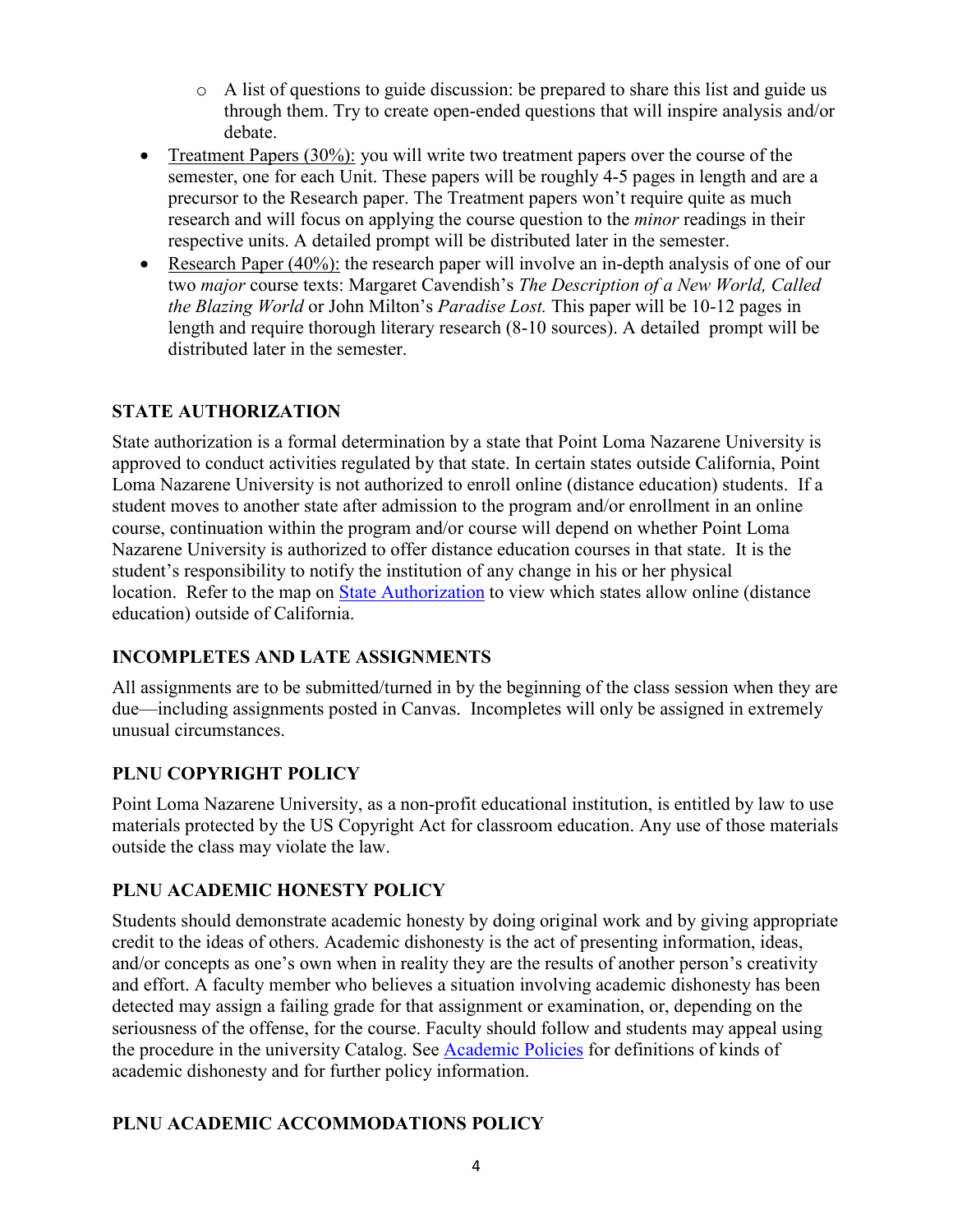- A list of questions to guide discussion: be prepared to share this list and guide us through them. Try to create open-ended questions that will inspire analysis and/or debate.

- Treatment Papers (30%): you will write two treatment papers over the course of the semester, one for each Unit. These papers will be roughly 4-5 pages in length and are a precursor to the Research paper. The Treatment papers won't require quite as much research and will focus on applying the course question to the *minor* readings in their respective units. A detailed prompt will be distributed later in the semester.
- Research Paper (40%): the research paper will involve an in-depth analysis of one of our two *major* course texts: Margaret Cavendish's *The Description of a New World, Called the Blazing World* or John Milton's *Paradise Lost.* This paper will be 10-12 pages in length and require thorough literary research (8-10 sources). A detailed prompt will be distributed later in the semester.

### STATE AUTHORIZATION

State authorization is a formal determination by a state that Point Loma Nazarene University is approved to conduct activities regulated by that state. In certain states outside California, Point Loma Nazarene University is not authorized to enroll online (distance education) students. If a student moves to another state after admission to the program and/or enrollment in an online course, continuation within the program and/or course will depend on whether Point Loma Nazarene University is authorized to offer distance education courses in that state. It is the student's responsibility to notify the institution of any change in his or her physical location. Refer to the map on State Authorization to view which states allow online (distance education) outside of California.

### INCOMPLETES AND LATE ASSIGNMENTS

All assignments are to be submitted/turned in by the beginning of the class session when they are due—including assignments posted in Canvas. Incompletes will only be assigned in extremely unusual circumstances.

### PLNU COPYRIGHT POLICY

Point Loma Nazarene University, as a non-profit educational institution, is entitled by law to use materials protected by the US Copyright Act for classroom education. Any use of those materials outside the class may violate the law.

### PLNU ACADEMIC HONESTY POLICY

Students should demonstrate academic honesty by doing original work and by giving appropriate credit to the ideas of others. Academic dishonesty is the act of presenting information, ideas, and/or concepts as one's own when in reality they are the results of another person's creativity and effort. A faculty member who believes a situation involving academic dishonesty has been detected may assign a failing grade for that assignment or examination, or, depending on the seriousness of the offense, for the course. Faculty should follow and students may appeal using the procedure in the university Catalog. See Academic Policies for definitions of kinds of academic dishonesty and for further policy information.

### PLNU ACADEMIC ACCOMMODATIONS POLICY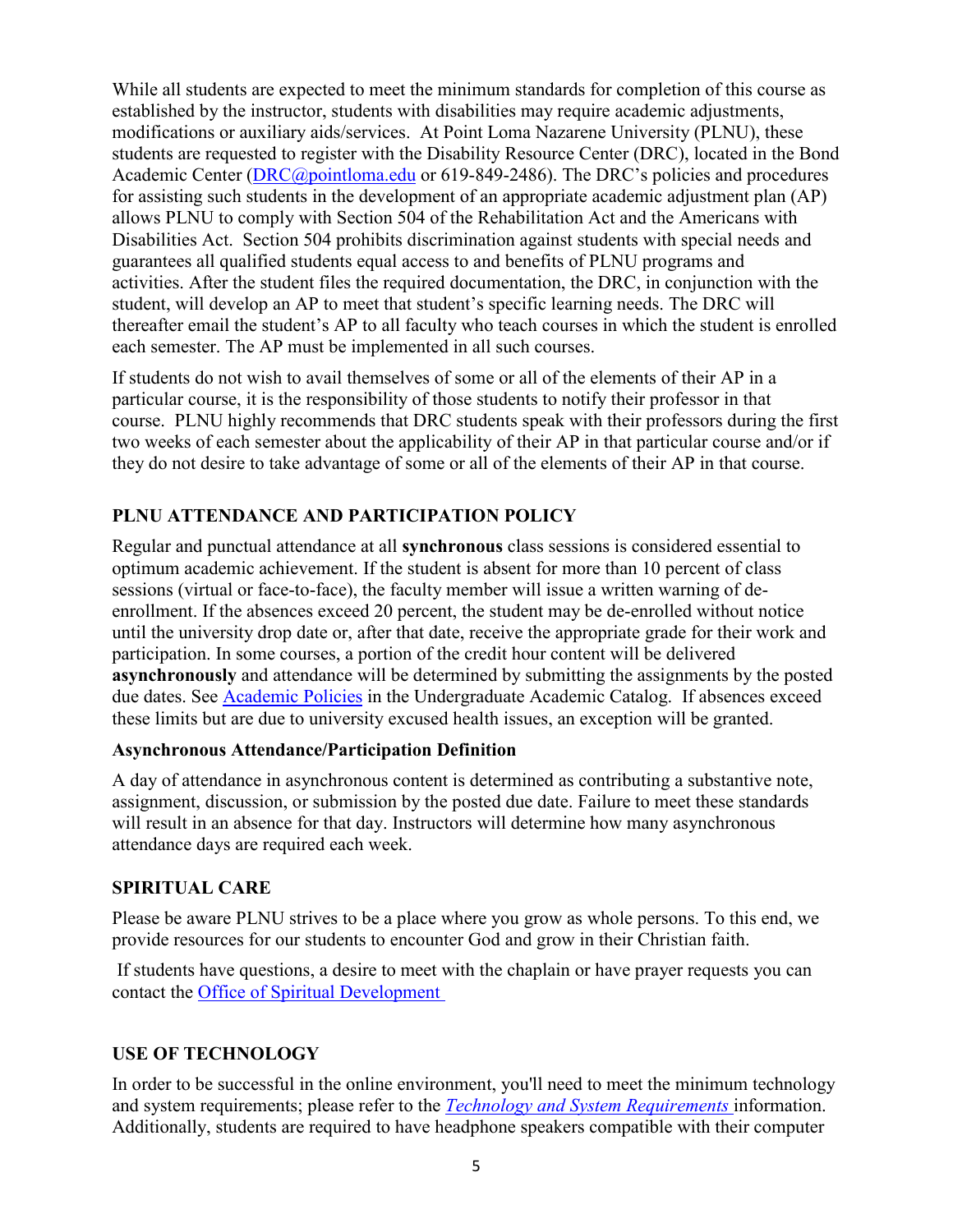While all students are expected to meet the minimum standards for completion of this course as established by the instructor, students with disabilities may require academic adjustments, modifications or auxiliary aids/services. At Point Loma Nazarene University (PLNU), these students are requested to register with the Disability Resource Center (DRC), located in the Bond Academic Center (DRC@pointloma.edu or 619-849-2486). The DRC's policies and procedures for assisting such students in the development of an appropriate academic adjustment plan (AP) allows PLNU to comply with Section 504 of the Rehabilitation Act and the Americans with Disabilities Act. Section 504 prohibits discrimination against students with special needs and guarantees all qualified students equal access to and benefits of PLNU programs and activities. After the student files the required documentation, the DRC, in conjunction with the student, will develop an AP to meet that student's specific learning needs. The DRC will thereafter email the student's AP to all faculty who teach courses in which the student is enrolled each semester. The AP must be implemented in all such courses.

If students do not wish to avail themselves of some or all of the elements of their AP in a particular course, it is the responsibility of those students to notify their professor in that course. PLNU highly recommends that DRC students speak with their professors during the first two weeks of each semester about the applicability of their AP in that particular course and/or if they do not desire to take advantage of some or all of the elements of their AP in that course.

## PLNU ATTENDANCE AND PARTICIPATION POLICY

Regular and punctual attendance at all **synchronous** class sessions is considered essential to optimum academic achievement. If the student is absent for more than 10 percent of class sessions (virtual or face-to-face), the faculty member will issue a written warning of de-enrollment. If the absences exceed 20 percent, the student may be de-enrolled without notice until the university drop date or, after that date, receive the appropriate grade for their work and participation. In some courses, a portion of the credit hour content will be delivered **asynchronously** and attendance will be determined by submitting the assignments by the posted due dates. See Academic Policies in the Undergraduate Academic Catalog. If absences exceed these limits but are due to university excused health issues, an exception will be granted.

### Asynchronous Attendance/Participation Definition

A day of attendance in asynchronous content is determined as contributing a substantive note, assignment, discussion, or submission by the posted due date. Failure to meet these standards will result in an absence for that day. Instructors will determine how many asynchronous attendance days are required each week.

## SPIRITUAL CARE

Please be aware PLNU strives to be a place where you grow as whole persons. To this end, we provide resources for our students to encounter God and grow in their Christian faith.

If students have questions, a desire to meet with the chaplain or have prayer requests you can contact the Office of Spiritual Development

## USE OF TECHNOLOGY

In order to be successful in the online environment, you'll need to meet the minimum technology and system requirements; please refer to the *Technology and System Requirements* information. Additionally, students are required to have headphone speakers compatible with their computer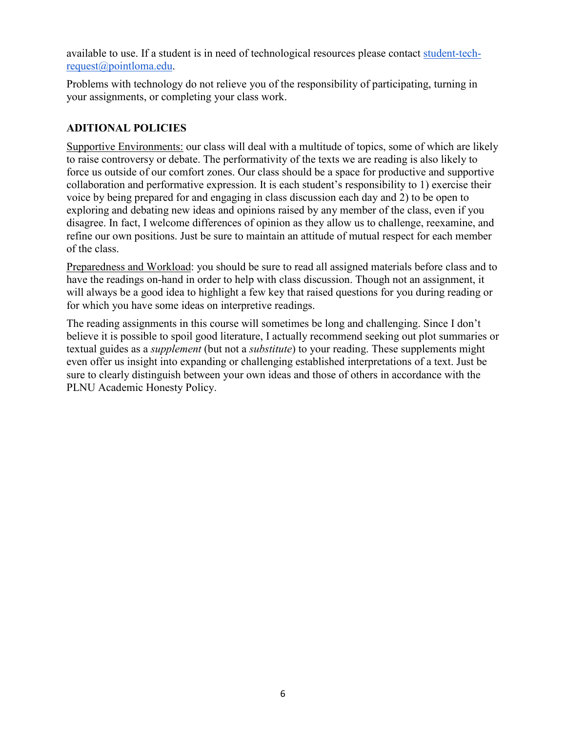available to use. If a student is in need of technological resources please contact [student-tech-request@pointloma.edu](mailto:student-tech-request@pointloma.edu).

Problems with technology do not relieve you of the responsibility of participating, turning in your assignments, or completing your class work.

## ADITIONAL POLICIES

Supportive Environments: our class will deal with a multitude of topics, some of which are likely to raise controversy or debate. The performativity of the texts we are reading is also likely to force us outside of our comfort zones. Our class should be a space for productive and supportive collaboration and performative expression. It is each student's responsibility to 1) exercise their voice by being prepared for and engaging in class discussion each day and 2) to be open to exploring and debating new ideas and opinions raised by any member of the class, even if you disagree. In fact, I welcome differences of opinion as they allow us to challenge, reexamine, and refine our own positions. Just be sure to maintain an attitude of mutual respect for each member of the class.

Preparedness and Workload: you should be sure to read all assigned materials before class and to have the readings on-hand in order to help with class discussion. Though not an assignment, it will always be a good idea to highlight a few key that raised questions for you during reading or for which you have some ideas on interpretive readings.

The reading assignments in this course will sometimes be long and challenging. Since I don't believe it is possible to spoil good literature, I actually recommend seeking out plot summaries or textual guides as a *supplement* (but not a *substitute*) to your reading. These supplements might even offer us insight into expanding or challenging established interpretations of a text. Just be sure to clearly distinguish between your own ideas and those of others in accordance with the PLNU Academic Honesty Policy.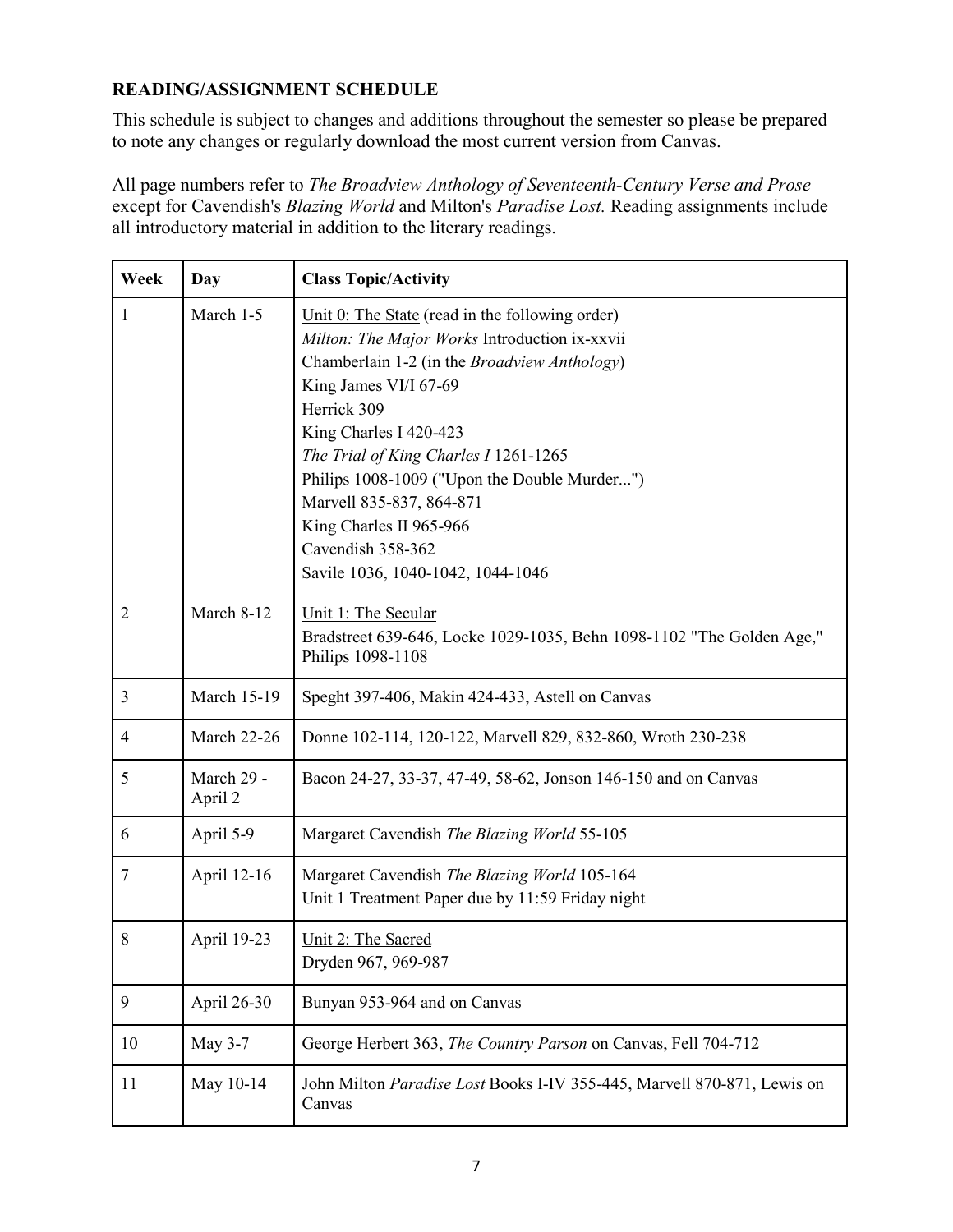## READING/ASSIGNMENT SCHEDULE

This schedule is subject to changes and additions throughout the semester so please be prepared to note any changes or regularly download the most current version from Canvas.

All page numbers refer to *The Broadview Anthology of Seventeenth-Century Verse and Prose* except for Cavendish's *Blazing World* and Milton's *Paradise Lost.* Reading assignments include all introductory material in addition to the literary readings.

| Week | Day | Class Topic/Activity |
|---|---|---|
| 1 | March 1-5 | <u>Unit 0: The State</u> (read in the following order)<br>*Milton: The Major Works* Introduction ix-xxvii<br>Chamberlain 1-2 (in the *Broadview Anthology*)<br>King James VI/I 67-69<br>Herrick 309<br>King Charles I 420-423<br>*The Trial of King Charles I* 1261-1265<br>Philips 1008-1009 ("Upon the Double Murder...")<br>Marvell 835-837, 864-871<br>King Charles II 965-966<br>Cavendish 358-362<br>Savile 1036, 1040-1042, 1044-1046 |
| 2 | March 8-12 | <u>Unit 1: The Secular</u><br>Bradstreet 639-646, Locke 1029-1035, Behn 1098-1102 "The Golden Age," Philips 1098-1108 |
| 3 | March 15-19 | Speght 397-406, Makin 424-433, Astell on Canvas |
| 4 | March 22-26 | Donne 102-114, 120-122, Marvell 829, 832-860, Wroth 230-238 |
| 5 | March 29 - April 2 | Bacon 24-27, 33-37, 47-49, 58-62, Jonson 146-150 and on Canvas |
| 6 | April 5-9 | Margaret Cavendish *The Blazing World* 55-105 |
| 7 | April 12-16 | Margaret Cavendish *The Blazing World* 105-164<br>Unit 1 Treatment Paper due by 11:59 Friday night |
| 8 | April 19-23 | <u>Unit 2: The Sacred</u><br>Dryden 967, 969-987 |
| 9 | April 26-30 | Bunyan 953-964 and on Canvas |
| 10 | May 3-7 | George Herbert 363, *The Country Parson* on Canvas, Fell 704-712 |
| 11 | May 10-14 | John Milton *Paradise Lost* Books I-IV 355-445, Marvell 870-871, Lewis on Canvas |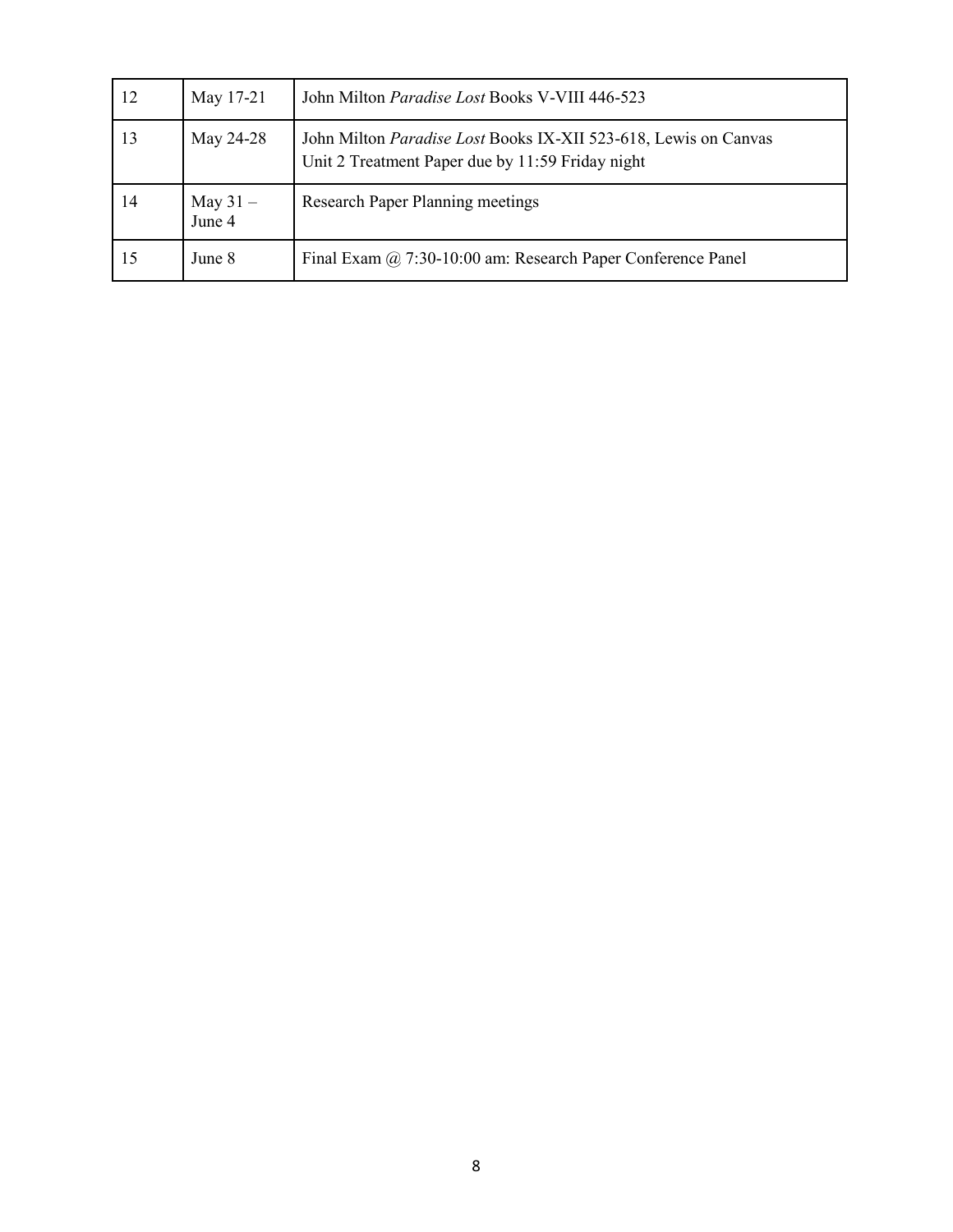| | | |
|---|---|---|
| 12 | May 17-21 | John Milton *Paradise Lost* Books V-VIII 446-523 |
| 13 | May 24-28 | John Milton *Paradise Lost* Books IX-XII 523-618, Lewis on Canvas<br>Unit 2 Treatment Paper due by 11:59 Friday night |
| 14 | May 31 – June 4 | Research Paper Planning meetings |
| 15 | June 8 | Final Exam @ 7:30-10:00 am: Research Paper Conference Panel |